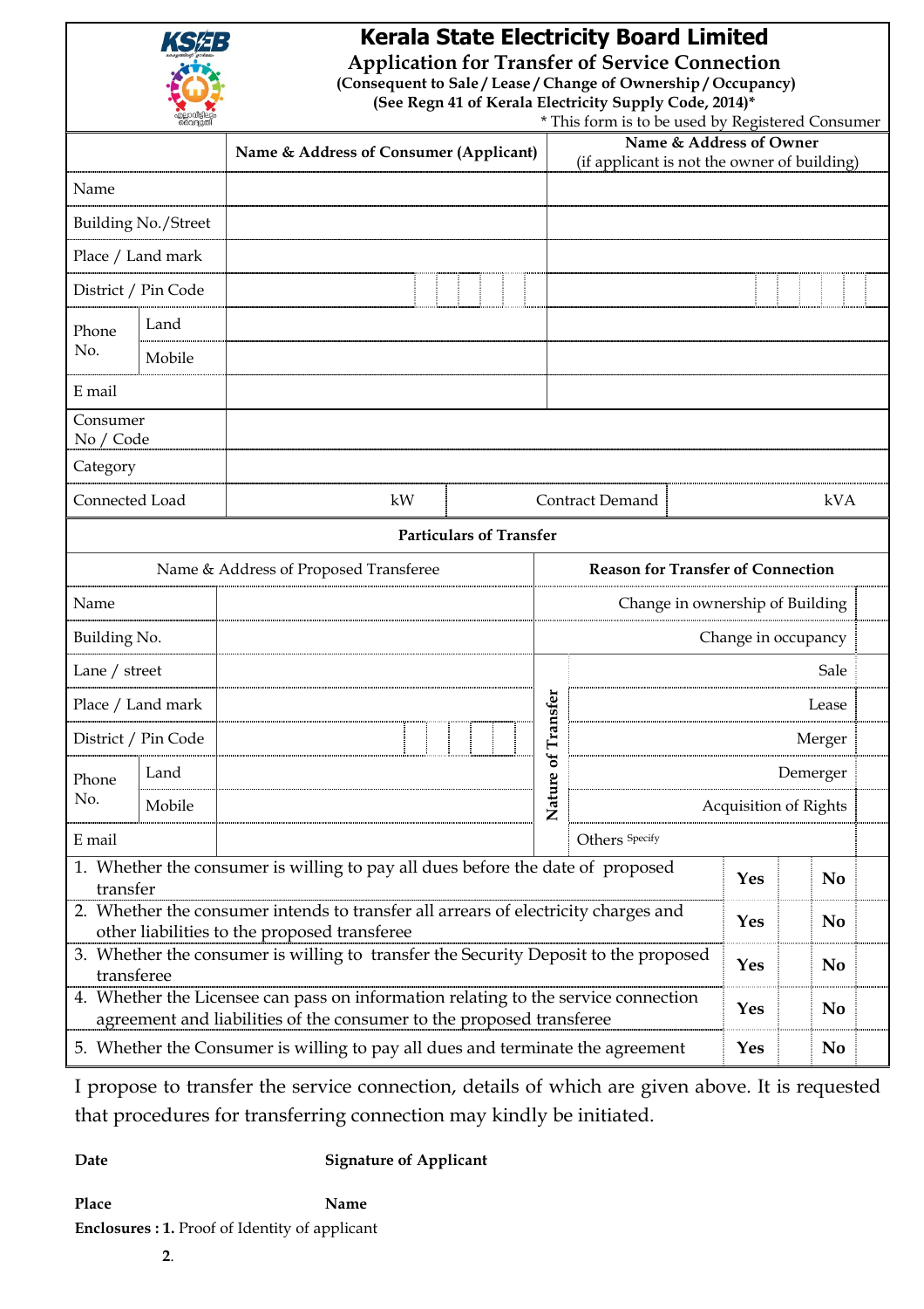# Kerala State Electricity Board Limited

## Application for Transfer of Service Connection

**(Consequent to Sale / Lease / Change of Ownership / Occupancy)**

**(See Regn 41 of Kerala Electricity Supply Code, 2014)***

\* This form is to be used by Registered Consumer

| | | Name & Address of Consumer (Applicant) | Name & Address of Owner (if applicant is not the owner of building) |
|---|---|---|---|
| Name | | | |
| Building No./Street | | | |
| Place / Land mark | | | |
| District / Pin Code | | | |
| Phone No. | Land | | |
| | Mobile | | |
| E mail | | | |
| Consumer No / Code | | | |
| Category | | | |
| Connected Load | | kW | Contract Demand kVA |

**Particulars of Transfer**

| Name & Address of Proposed Transferee | | | **Reason for Transfer of Connection** | | |
|---|---|---|---|---|---|
| Name | | | | Change in ownership of Building | |
| Building No. | | | | Change in occupancy | |
| Lane / street | | | **Nature of Transfer** | Sale | |
| Place / Land mark | | | | Lease | |
| District / Pin Code | | | | Merger | |
| Phone No. | Land | | | Demerger | |
| | Mobile | | | Acquisition of Rights | |
| E mail | | | | Others Specify | |

| | | | | |
|---|---|---|---|---|
| 1. Whether the consumer is willing to pay all dues before the date of proposed transfer | **Yes** | | **No** | |
| 2. Whether the consumer intends to transfer all arrears of electricity charges and other liabilities to the proposed transferee | **Yes** | | **No** | |
| 3. Whether the consumer is willing to transfer the Security Deposit to the proposed transferee | **Yes** | | **No** | |
| 4. Whether the Licensee can pass on information relating to the service connection agreement and liabilities of the consumer to the proposed transferee | **Yes** | | **No** | |
| 5. Whether the Consumer is willing to pay all dues and terminate the agreement | **Yes** | | **No** | |

I propose to transfer the service connection, details of which are given above. It is requested that procedures for transferring connection may kindly be initiated.

**Date** **Signature of Applicant**

**Place** **Name**

**Enclosures : 1.** Proof of Identity of applicant

**2.**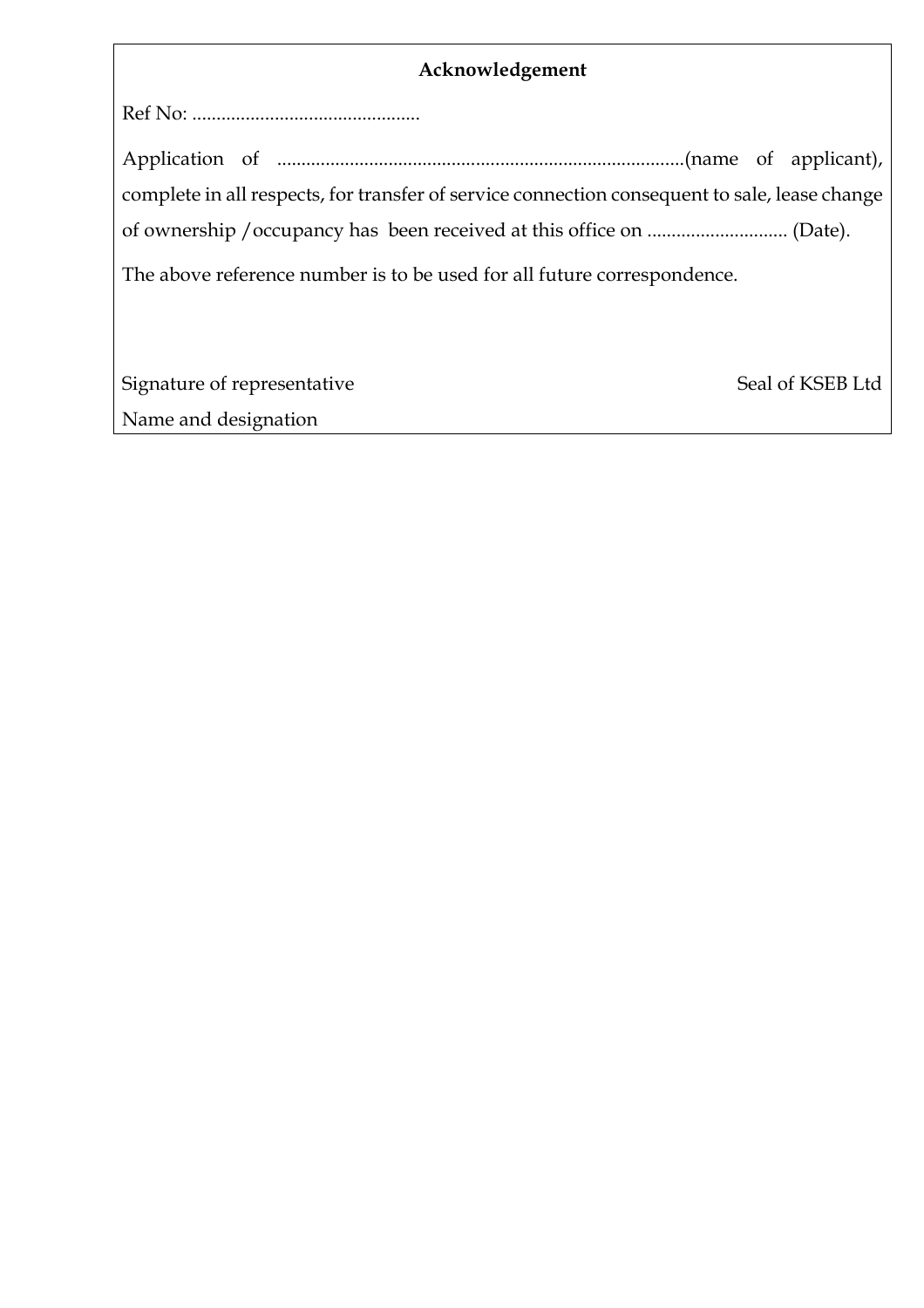**Acknowledgement**

Ref No: ...............................................

Application of ...................................................................................(name of applicant), complete in all respects, for transfer of service connection consequent to sale, lease change of ownership /occupancy has been received at this office on ............................ (Date).

The above reference number is to be used for all future correspondence.

Signature of representative

Name and designation

Seal of KSEB Ltd